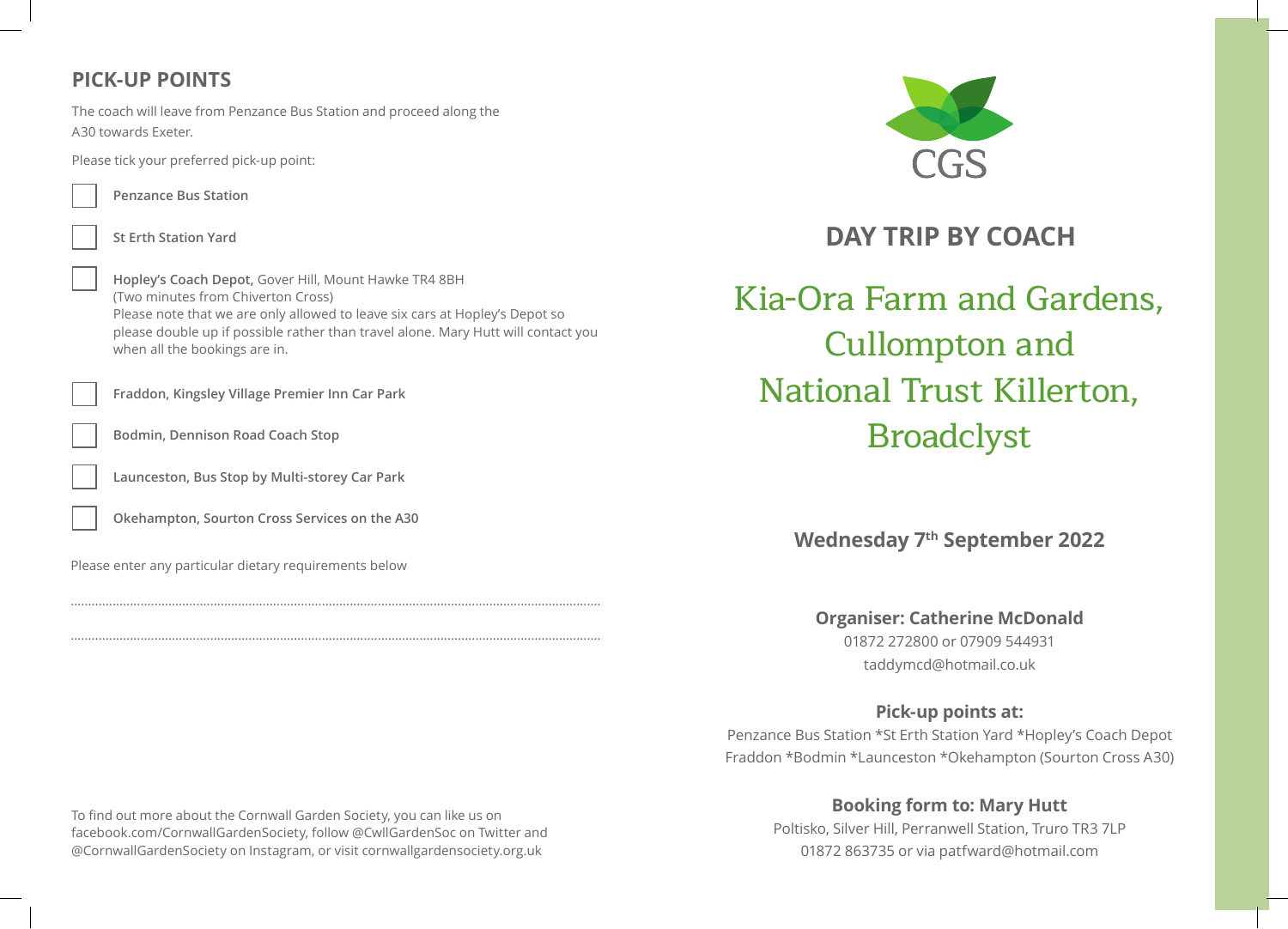## PICK-UP POINTS

The coach will leave from Penzance Bus Station and proceed along the A30 towards Exeter.

Please tick your preferred pick-up point:

- ☐ **Penzance Bus Station**
- ☐ **St Erth Station Yard**
- ☐ **Hopley's Coach Depot,** Gover Hill, Mount Hawke TR4 8BH (Two minutes from Chiverton Cross)
  Please note that we are only allowed to leave six cars at Hopley's Depot so please double up if possible rather than travel alone. Mary Hutt will contact you when all the bookings are in.
- ☐ **Fraddon, Kingsley Village Premier Inn Car Park**
- ☐ **Bodmin, Dennison Road Coach Stop**
- ☐ **Launceston, Bus Stop by Multi-storey Car Park**
- ☐ **Okehampton, Sourton Cross Services on the A30**

Please enter any particular dietary requirements below

..........................................................................................................................................

..........................................................................................................................................

To find out more about the Cornwall Garden Society, you can like us on facebook.com/CornwallGardenSociety, follow @CwllGardenSoc on Twitter and @CornwallGardenSociety on Instagram, or visit cornwallgardensociety.org.uk

CGS

## DAY TRIP BY COACH

# Kia-Ora Farm and Gardens, Cullompton and National Trust Killerton, Broadclyst

**Wednesday 7th September 2022**

**Organiser: Catherine McDonald**
01872 272800 or 07909 544931
taddymcd@hotmail.co.uk

**Pick-up points at:**
Penzance Bus Station *St Erth Station Yard *Hopley's Coach Depot
Fraddon *Bodmin *Launceston *Okehampton (Sourton Cross A30)

**Booking form to: Mary Hutt**
Poltisko, Silver Hill, Perranwell Station, Truro TR3 7LP
01872 863735 or via patfward@hotmail.com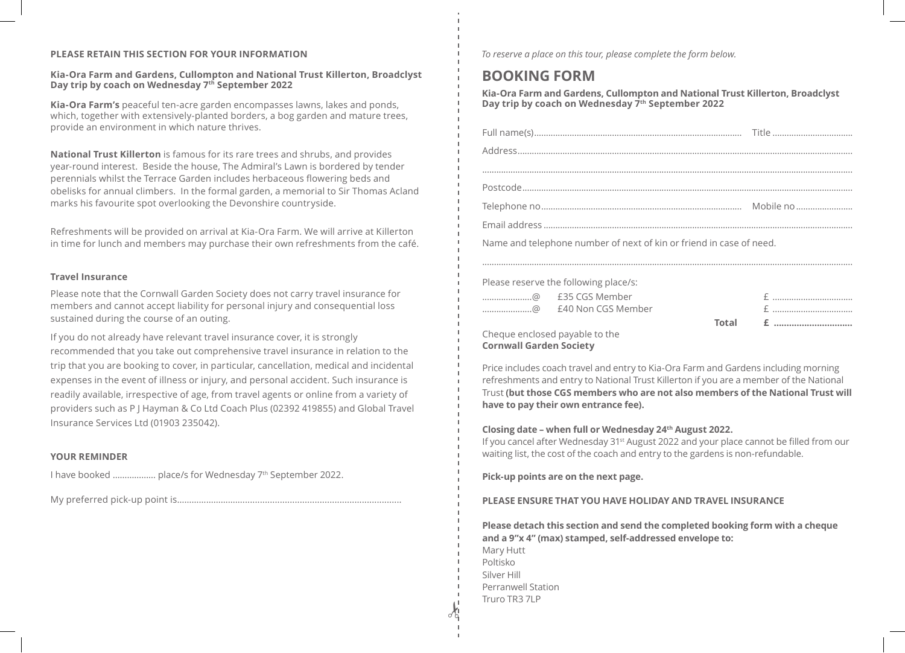**PLEASE RETAIN THIS SECTION FOR YOUR INFORMATION**

**Kia-Ora Farm and Gardens, Cullompton and National Trust Killerton, Broadclyst**
**Day trip by coach on Wednesday 7th September 2022**

**Kia-Ora Farm's** peaceful ten-acre garden encompasses lawns, lakes and ponds, which, together with extensively-planted borders, a bog garden and mature trees, provide an environment in which nature thrives.

**National Trust Killerton** is famous for its rare trees and shrubs, and provides year-round interest. Beside the house, The Admiral's Lawn is bordered by tender perennials whilst the Terrace Garden includes herbaceous flowering beds and obelisks for annual climbers. In the formal garden, a memorial to Sir Thomas Acland marks his favourite spot overlooking the Devonshire countryside.

Refreshments will be provided on arrival at Kia-Ora Farm. We will arrive at Killerton in time for lunch and members may purchase their own refreshments from the café.

**Travel Insurance**

Please note that the Cornwall Garden Society does not carry travel insurance for members and cannot accept liability for personal injury and consequential loss sustained during the course of an outing.

If you do not already have relevant travel insurance cover, it is strongly recommended that you take out comprehensive travel insurance in relation to the trip that you are booking to cover, in particular, cancellation, medical and incidental expenses in the event of illness or injury, and personal accident. Such insurance is readily available, irrespective of age, from travel agents or online from a variety of providers such as P J Hayman & Co Ltd Coach Plus (02392 419855) and Global Travel Insurance Services Ltd (01903 235042).

**YOUR REMINDER**

I have booked .................. place/s for Wednesday 7th September 2022.

My preferred pick-up point is..........................................................................................

*To reserve a place on this tour, please complete the form below.*

## BOOKING FORM

**Kia-Ora Farm and Gardens, Cullompton and National Trust Killerton, Broadclyst**
**Day trip by coach on Wednesday 7th September 2022**

Full name(s)........................................................................................ Title ..................................

Address.............................................................................................................................................

.........................................................................................................................................................

Postcode...........................................................................................................................................

Telephone no..................................................................................... Mobile no........................

Email address ..................................................................................................................................

Name and telephone number of next of kin or friend in case of need.

.........................................................................................................................................................

Please reserve the following place/s:

| | | | |
|---|---|---|---|
| .....................@ | £35 CGS Member | | £ .................................. |
| .....................@ | £40 Non CGS Member | | £ .................................. |
| | | **Total** | **£ ..............................** |

Cheque enclosed payable to the
**Cornwall Garden Society**

Price includes coach travel and entry to Kia-Ora Farm and Gardens including morning refreshments and entry to National Trust Killerton if you are a member of the National Trust **(but those CGS members who are not also members of the National Trust will have to pay their own entrance fee).**

**Closing date – when full or Wednesday 24th August 2022.**
If you cancel after Wednesday 31st August 2022 and your place cannot be filled from our waiting list, the cost of the coach and entry to the gardens is non-refundable.

**Pick-up points are on the next page.**

**PLEASE ENSURE THAT YOU HAVE HOLIDAY AND TRAVEL INSURANCE**

**Please detach this section and send the completed booking form with a cheque and a 9"x 4" (max) stamped, self-addressed envelope to:**
Mary Hutt
Poltisko
Silver Hill
Perranwell Station
Truro TR3 7LP